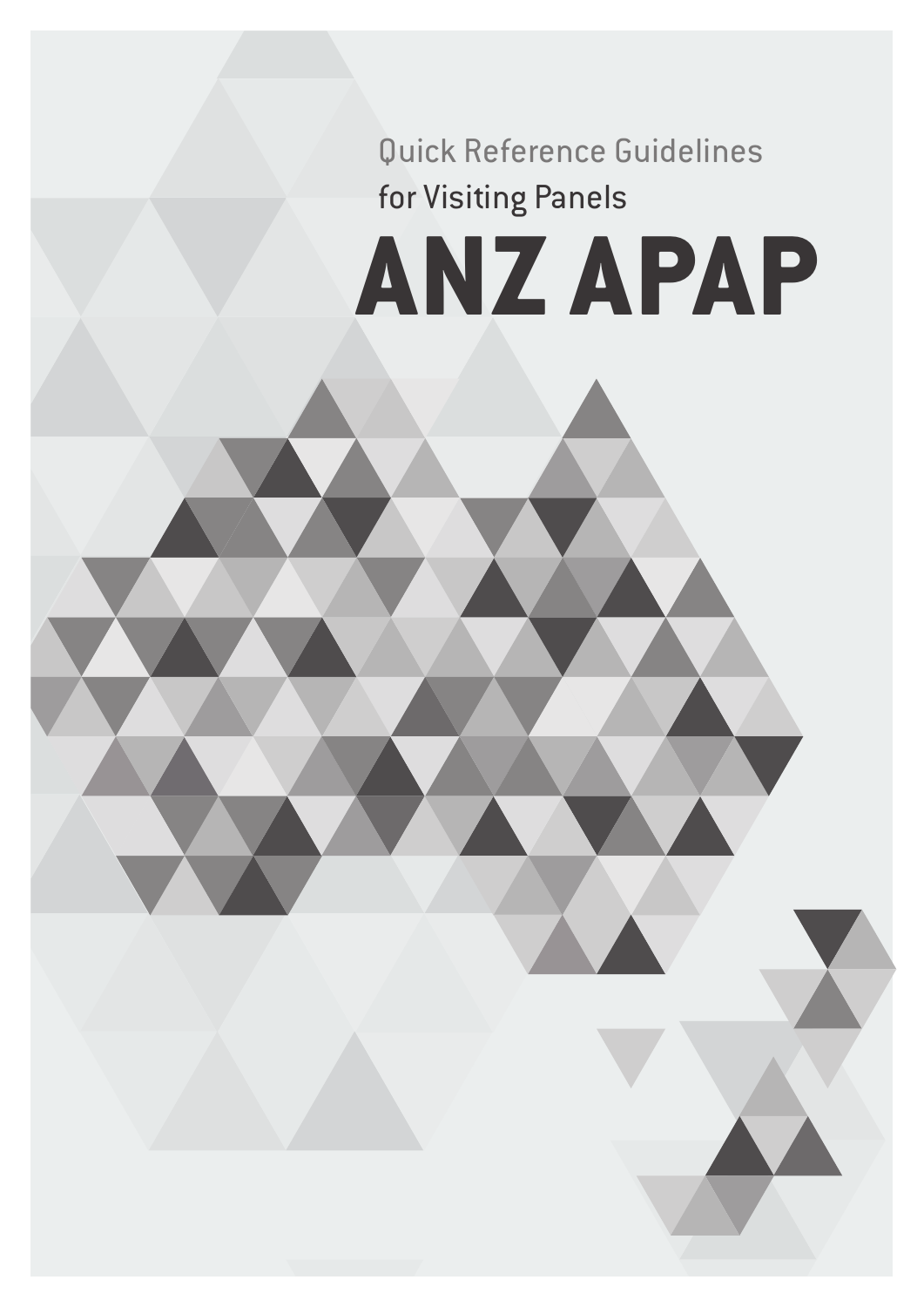Quick Reference Guidelines

for Visiting Panels

# ANZ APAP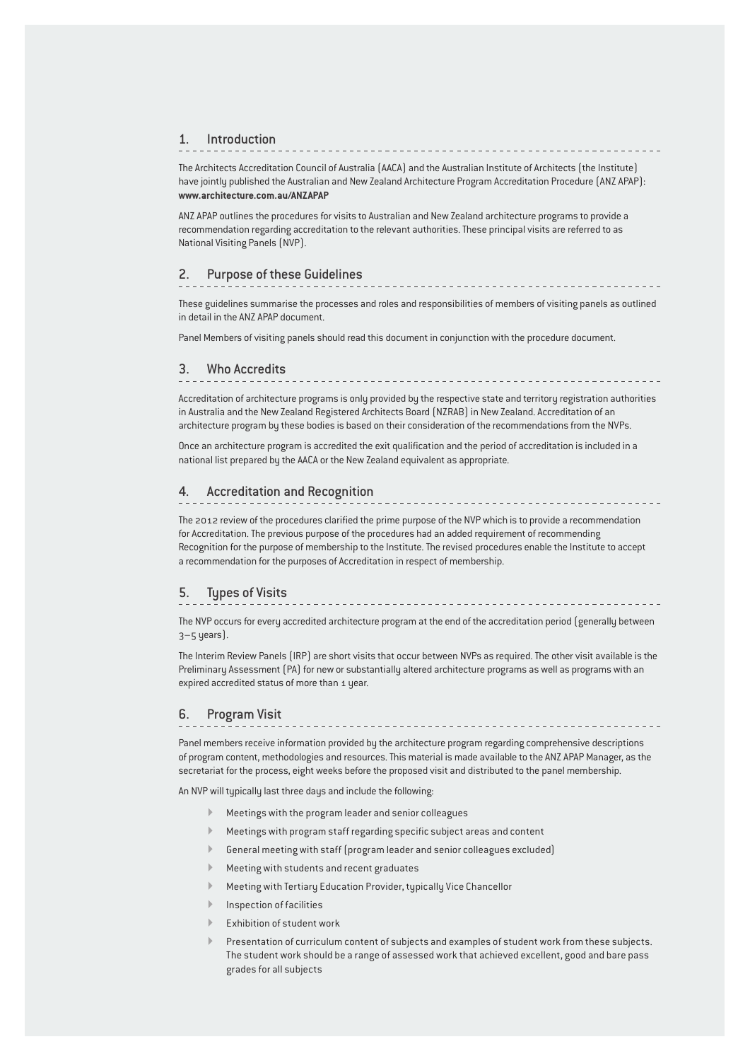## 1. Introduction

The Architects Accreditation Council of Australia (AACA) and the Australian Institute of Architects (the Institute) have jointly published the Australian and New Zealand Architecture Program Accreditation Procedure (ANZ APAP): **www.architecture.com.au/ANZAPAP**

ANZ APAP outlines the procedures for visits to Australian and New Zealand architecture programs to provide a recommendation regarding accreditation to the relevant authorities. These principal visits are referred to as National Visiting Panels (NVP).

## 2. Purpose of these Guidelines

These guidelines summarise the processes and roles and responsibilities of members of visiting panels as outlined in detail in the ANZ APAP document.

Panel Members of visiting panels should read this document in conjunction with the procedure document.

## 3. Who Accredits

Accreditation of architecture programs is only provided by the respective state and territory registration authorities in Australia and the New Zealand Registered Architects Board (NZRAB) in New Zealand. Accreditation of an architecture program by these bodies is based on their consideration of the recommendations from the NVPs.

Once an architecture program is accredited the exit qualification and the period of accreditation is included in a national list prepared by the AACA or the New Zealand equivalent as appropriate.

## 4. Accreditation and Recognition

The 2012 review of the procedures clarified the prime purpose of the NVP which is to provide a recommendation for Accreditation. The previous purpose of the procedures had an added requirement of recommending Recognition for the purpose of membership to the Institute. The revised procedures enable the Institute to accept a recommendation for the purposes of Accreditation in respect of membership.

## 5. Types of Visits

The NVP occurs for every accredited architecture program at the end of the accreditation period (generally between 3–5 years).

The Interim Review Panels (IRP) are short visits that occur between NVPs as required. The other visit available is the Preliminary Assessment (PA) for new or substantially altered architecture programs as well as programs with an expired accredited status of more than 1 year.

## 6. Program Visit

Panel members receive information provided by the architecture program regarding comprehensive descriptions of program content, methodologies and resources. This material is made available to the ANZ APAP Manager, as the secretariat for the process, eight weeks before the proposed visit and distributed to the panel membership.

An NVP will typically last three days and include the following:

- Meetings with the program leader and senior colleagues
- Meetings with program staff regarding specific subject areas and content
- General meeting with staff (program leader and senior colleagues excluded)
- Meeting with students and recent graduates
- Meeting with Tertiary Education Provider, typically Vice Chancellor
- Inspection of facilities
- Exhibition of student work
- Presentation of curriculum content of subjects and examples of student work from these subjects. The student work should be a range of assessed work that achieved excellent, good and bare pass grades for all subjects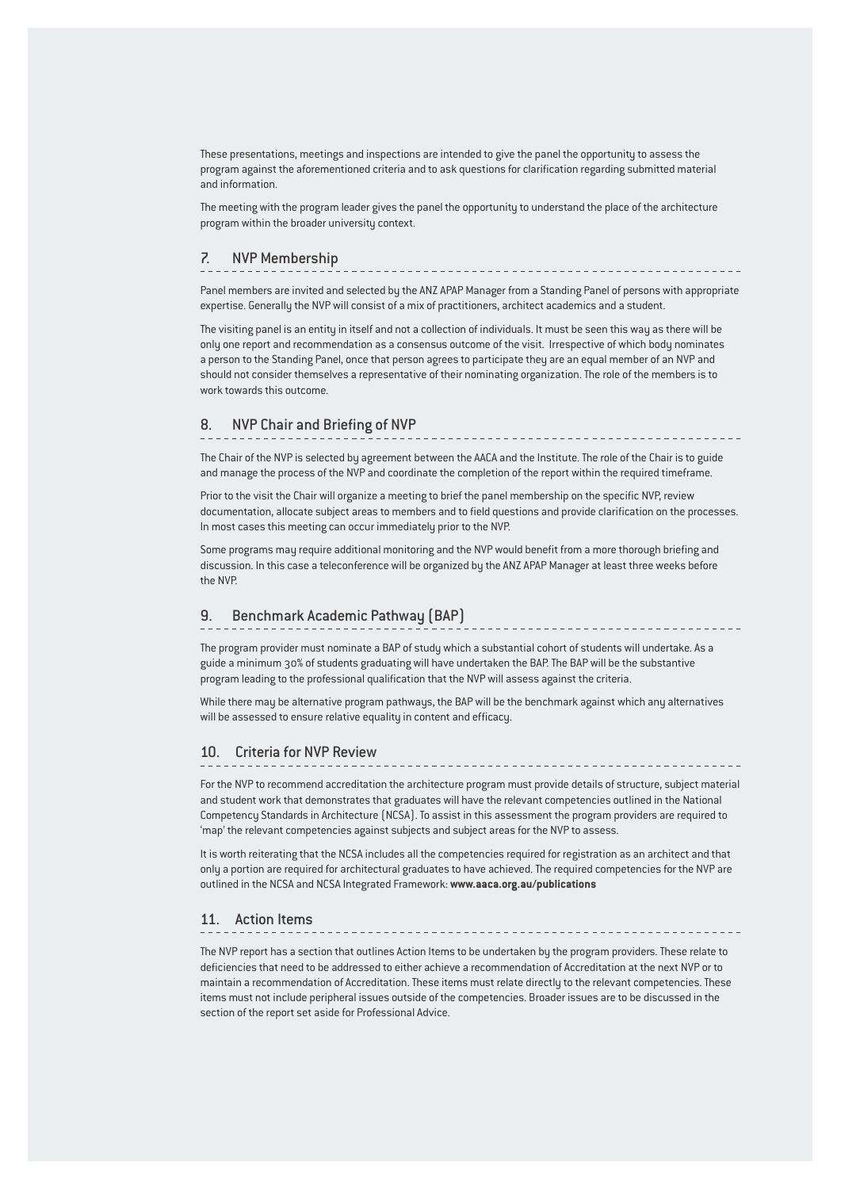These presentations, meetings and inspections are intended to give the panel the opportunity to assess the program against the aforementioned criteria and to ask questions for clarification regarding submitted material and information.

The meeting with the program leader gives the panel the opportunity to understand the place of the architecture program within the broader university context.

## 7. NVP Membership

Panel members are invited and selected by the ANZ APAP Manager from a Standing Panel of persons with appropriate expertise. Generally the NVP will consist of a mix of practitioners, architect academics and a student.

The visiting panel is an entity in itself and not a collection of individuals. It must be seen this way as there will be only one report and recommendation as a consensus outcome of the visit. Irrespective of which body nominates a person to the Standing Panel, once that person agrees to participate they are an equal member of an NVP and should not consider themselves a representative of their nominating organization. The role of the members is to work towards this outcome.

## 8. NVP Chair and Briefing of NVP

The Chair of the NVP is selected by agreement between the AACA and the Institute. The role of the Chair is to guide and manage the process of the NVP and coordinate the completion of the report within the required timeframe.

Prior to the visit the Chair will organize a meeting to brief the panel membership on the specific NVP, review documentation, allocate subject areas to members and to field questions and provide clarification on the processes. In most cases this meeting can occur immediately prior to the NVP.

Some programs may require additional monitoring and the NVP would benefit from a more thorough briefing and discussion. In this case a teleconference will be organized by the ANZ APAP Manager at least three weeks before the NVP.

## 9. Benchmark Academic Pathway (BAP)

The program provider must nominate a BAP of study which a substantial cohort of students will undertake. As a guide a minimum 30% of students graduating will have undertaken the BAP. The BAP will be the substantive program leading to the professional qualification that the NVP will assess against the criteria.

While there may be alternative program pathways, the BAP will be the benchmark against which any alternatives will be assessed to ensure relative equality in content and efficacy.

## 10. Criteria for NVP Review

For the NVP to recommend accreditation the architecture program must provide details of structure, subject material and student work that demonstrates that graduates will have the relevant competencies outlined in the National Competency Standards in Architecture (NCSA). To assist in this assessment the program providers are required to 'map' the relevant competencies against subjects and subject areas for the NVP to assess.

It is worth reiterating that the NCSA includes all the competencies required for registration as an architect and that only a portion are required for architectural graduates to have achieved. The required competencies for the NVP are outlined in the NCSA and NCSA Integrated Framework: **www.aaca.org.au/publications**

## 11. Action Items

The NVP report has a section that outlines Action Items to be undertaken by the program providers. These relate to deficiencies that need to be addressed to either achieve a recommendation of Accreditation at the next NVP or to maintain a recommendation of Accreditation. These items must relate directly to the relevant competencies. These items must not include peripheral issues outside of the competencies. Broader issues are to be discussed in the section of the report set aside for Professional Advice.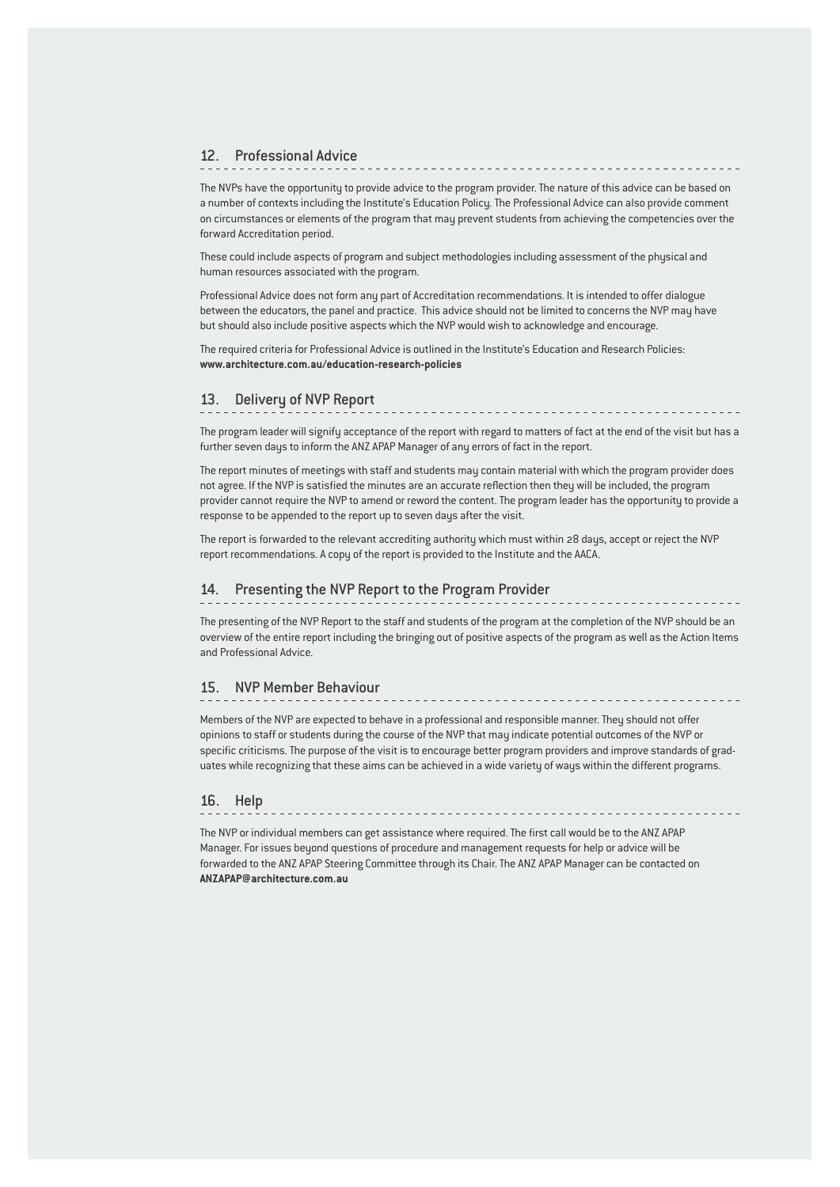## 12. Professional Advice

The NVPs have the opportunity to provide advice to the program provider. The nature of this advice can be based on a number of contexts including the Institute's Education Policy. The Professional Advice can also provide comment on circumstances or elements of the program that may prevent students from achieving the competencies over the forward Accreditation period.

These could include aspects of program and subject methodologies including assessment of the physical and human resources associated with the program.

Professional Advice does not form any part of Accreditation recommendations. It is intended to offer dialogue between the educators, the panel and practice. This advice should not be limited to concerns the NVP may have but should also include positive aspects which the NVP would wish to acknowledge and encourage.

The required criteria for Professional Advice is outlined in the Institute's Education and Research Policies: **www.architecture.com.au/education-research-policies**

## 13. Delivery of NVP Report

The program leader will signify acceptance of the report with regard to matters of fact at the end of the visit but has a further seven days to inform the ANZ APAP Manager of any errors of fact in the report.

The report minutes of meetings with staff and students may contain material with which the program provider does not agree. If the NVP is satisfied the minutes are an accurate reflection then they will be included, the program provider cannot require the NVP to amend or reword the content. The program leader has the opportunity to provide a response to be appended to the report up to seven days after the visit.

The report is forwarded to the relevant accrediting authority which must within 28 days, accept or reject the NVP report recommendations. A copy of the report is provided to the Institute and the AACA.

## 14. Presenting the NVP Report to the Program Provider

The presenting of the NVP Report to the staff and students of the program at the completion of the NVP should be an overview of the entire report including the bringing out of positive aspects of the program as well as the Action Items and Professional Advice.

## 15. NVP Member Behaviour

Members of the NVP are expected to behave in a professional and responsible manner. They should not offer opinions to staff or students during the course of the NVP that may indicate potential outcomes of the NVP or specific criticisms. The purpose of the visit is to encourage better program providers and improve standards of graduates while recognizing that these aims can be achieved in a wide variety of ways within the different programs.

## 16. Help

The NVP or individual members can get assistance where required. The first call would be to the ANZ APAP Manager. For issues beyond questions of procedure and management requests for help or advice will be forwarded to the ANZ APAP Steering Committee through its Chair. The ANZ APAP Manager can be contacted on **ANZAPAP@architecture.com.au**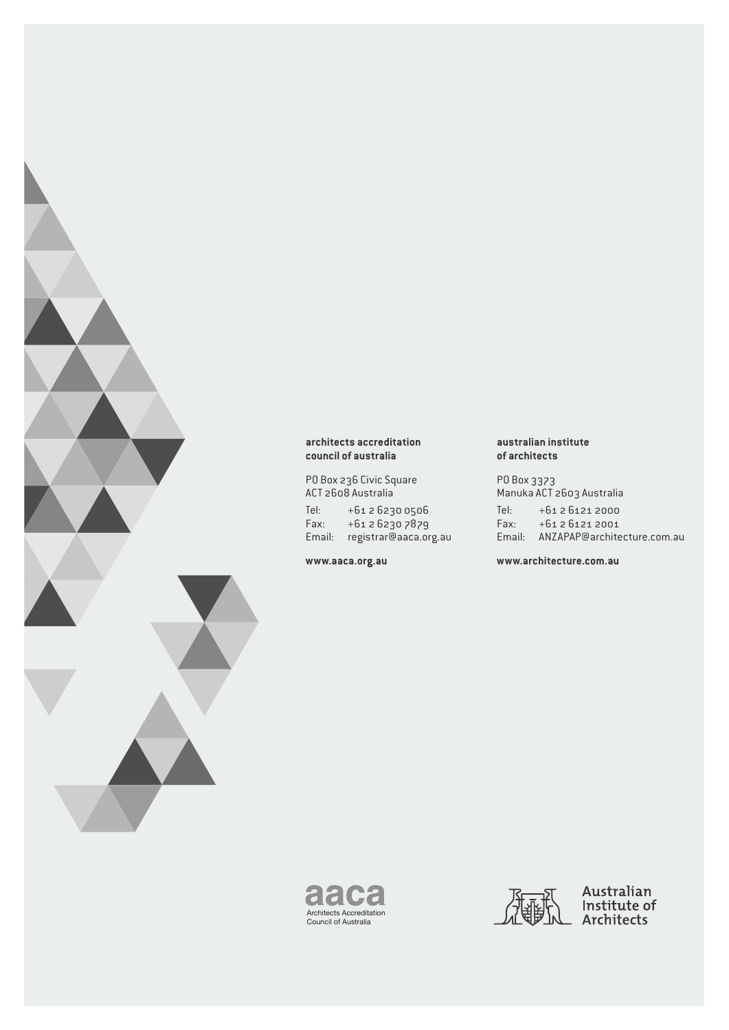**architects accreditation council of australia**

PO Box 236 Civic Square
ACT 2608 Australia

Tel: +61 2 6230 0506
Fax: +61 2 6230 7879
Email: registrar@aaca.org.au

**www.aaca.org.au**

**australian institute of architects**

PO Box 3373
Manuka ACT 2603 Australia

Tel: +61 2 6121 2000
Fax: +61 2 6121 2001
Email: ANZAPAP@architecture.com.au

**www.architecture.com.au**

aaca
Architects Accreditation Council of Australia

Australian Institute of Architects